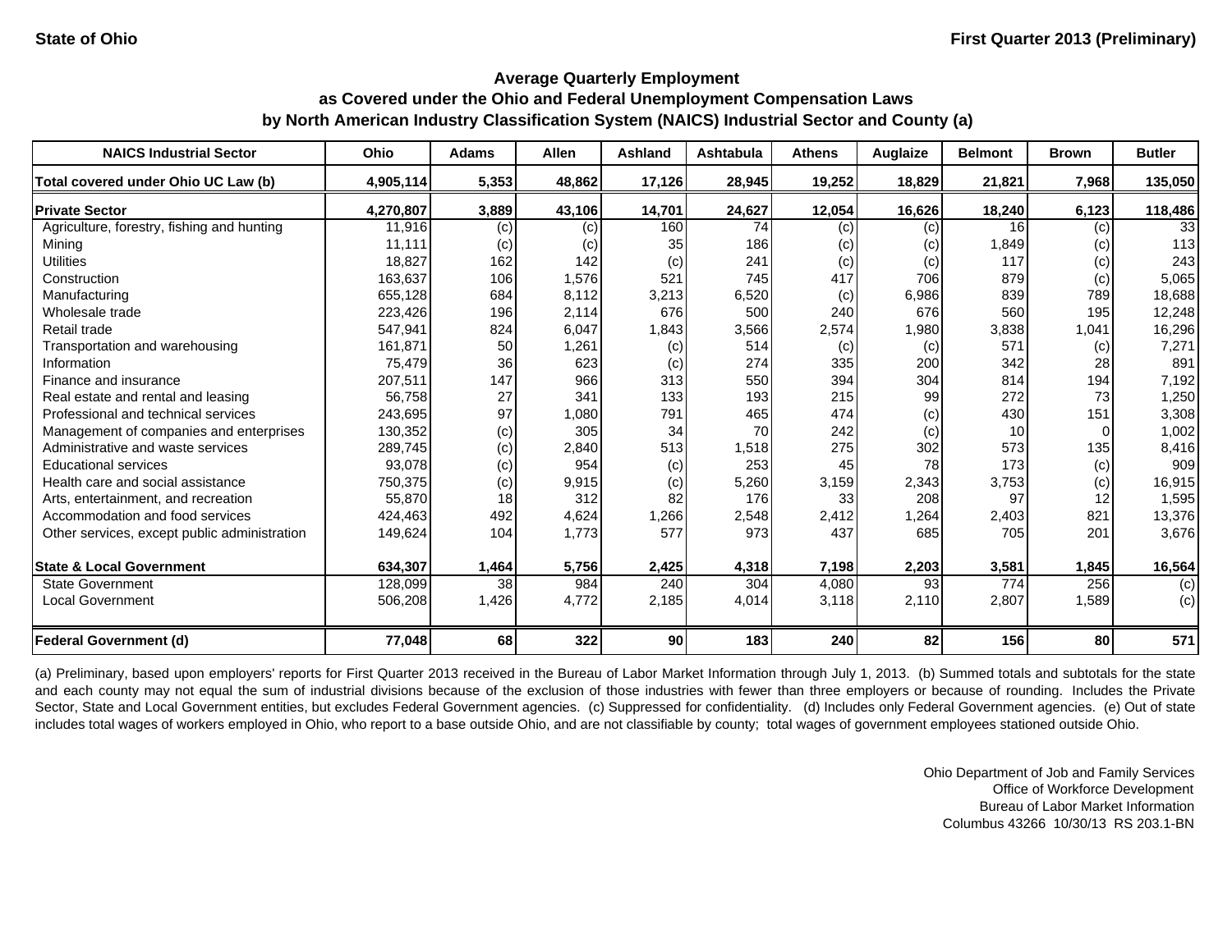State of Ohio

First Quarter 2013 (Preliminary)

## Average Quarterly Employment
## as Covered under the Ohio and Federal Unemployment Compensation Laws
## by North American Industry Classification System (NAICS) Industrial Sector and County (a)

| NAICS Industrial Sector | Ohio | Adams | Allen | Ashland | Ashtabula | Athens | Auglaize | Belmont | Brown | Butler |
|---|---|---|---|---|---|---|---|---|---|---|
| **Total covered under Ohio UC Law (b)** | **4,905,114** | **5,353** | **48,862** | **17,126** | **28,945** | **19,252** | **18,829** | **21,821** | **7,968** | **135,050** |
| **Private Sector** | **4,270,807** | **3,889** | **43,106** | **14,701** | **24,627** | **12,054** | **16,626** | **18,240** | **6,123** | **118,486** |
| Agriculture, forestry, fishing and hunting | 11,916 | (c) | (c) | 160 | 74 | (c) | (c) | 16 | (c) | 33 |
| Mining | 11,111 | (c) | (c) | 35 | 186 | (c) | (c) | 1,849 | (c) | 113 |
| Utilities | 18,827 | 162 | 142 | (c) | 241 | (c) | (c) | 117 | (c) | 243 |
| Construction | 163,637 | 106 | 1,576 | 521 | 745 | 417 | 706 | 879 | (c) | 5,065 |
| Manufacturing | 655,128 | 684 | 8,112 | 3,213 | 6,520 | (c) | 6,986 | 839 | 789 | 18,688 |
| Wholesale trade | 223,426 | 196 | 2,114 | 676 | 500 | 240 | 676 | 560 | 195 | 12,248 |
| Retail trade | 547,941 | 824 | 6,047 | 1,843 | 3,566 | 2,574 | 1,980 | 3,838 | 1,041 | 16,296 |
| Transportation and warehousing | 161,871 | 50 | 1,261 | (c) | 514 | (c) | (c) | 571 | (c) | 7,271 |
| Information | 75,479 | 36 | 623 | (c) | 274 | 335 | 200 | 342 | 28 | 891 |
| Finance and insurance | 207,511 | 147 | 966 | 313 | 550 | 394 | 304 | 814 | 194 | 7,192 |
| Real estate and rental and leasing | 56,758 | 27 | 341 | 133 | 193 | 215 | 99 | 272 | 73 | 1,250 |
| Professional and technical services | 243,695 | 97 | 1,080 | 791 | 465 | 474 | (c) | 430 | 151 | 3,308 |
| Management of companies and enterprises | 130,352 | (c) | 305 | 34 | 70 | 242 | (c) | 10 | 0 | 1,002 |
| Administrative and waste services | 289,745 | (c) | 2,840 | 513 | 1,518 | 275 | 302 | 573 | 135 | 8,416 |
| Educational services | 93,078 | (c) | 954 | (c) | 253 | 45 | 78 | 173 | (c) | 909 |
| Health care and social assistance | 750,375 | (c) | 9,915 | (c) | 5,260 | 3,159 | 2,343 | 3,753 | (c) | 16,915 |
| Arts, entertainment, and recreation | 55,870 | 18 | 312 | 82 | 176 | 33 | 208 | 97 | 12 | 1,595 |
| Accommodation and food services | 424,463 | 492 | 4,624 | 1,266 | 2,548 | 2,412 | 1,264 | 2,403 | 821 | 13,376 |
| Other services, except public administration | 149,624 | 104 | 1,773 | 577 | 973 | 437 | 685 | 705 | 201 | 3,676 |
| **State & Local Government** | **634,307** | **1,464** | **5,756** | **2,425** | **4,318** | **7,198** | **2,203** | **3,581** | **1,845** | **16,564** |
| State Government | 128,099 | 38 | 984 | 240 | 304 | 4,080 | 93 | 774 | 256 | (c) |
| Local Government | 506,208 | 1,426 | 4,772 | 2,185 | 4,014 | 3,118 | 2,110 | 2,807 | 1,589 | (c) |
| **Federal Government (d)** | **77,048** | **68** | **322** | **90** | **183** | **240** | **82** | **156** | **80** | **571** |

(a) Preliminary, based upon employers' reports for First Quarter 2013 received in the Bureau of Labor Market Information through July 1, 2013. (b) Summed totals and subtotals for the state and each county may not equal the sum of industrial divisions because of the exclusion of those industries with fewer than three employers or because of rounding. Includes the Private Sector, State and Local Government entities, but excludes Federal Government agencies. (c) Suppressed for confidentiality. (d) Includes only Federal Government agencies. (e) Out of state includes total wages of workers employed in Ohio, who report to a base outside Ohio, and are not classifiable by county; total wages of government employees stationed outside Ohio.

Ohio Department of Job and Family Services
Office of Workforce Development
Bureau of Labor Market Information
Columbus 43266 10/30/13 RS 203.1-BN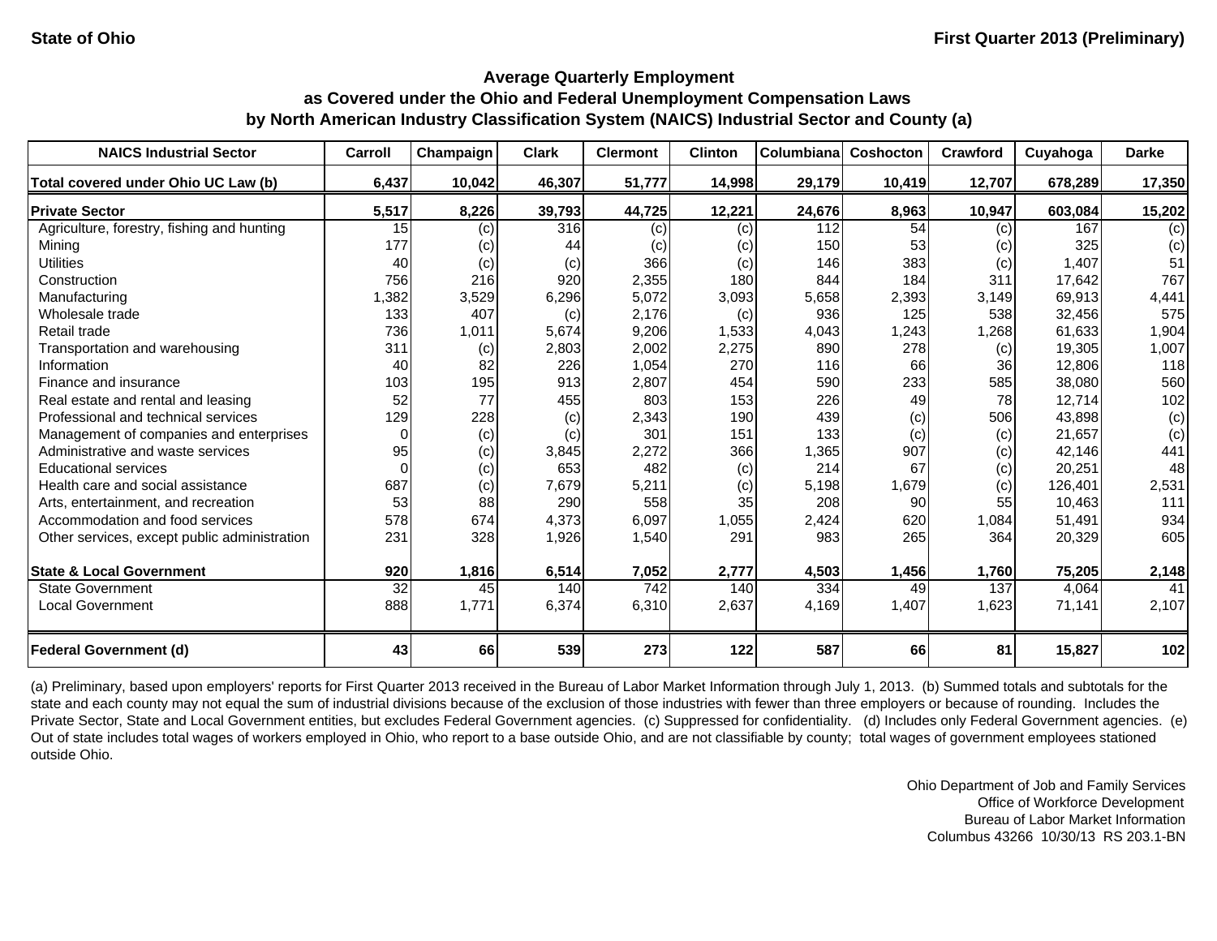State of Ohio | First Quarter 2013 (Preliminary)

## Average Quarterly Employment
## as Covered under the Ohio and Federal Unemployment Compensation Laws
## by North American Industry Classification System (NAICS) Industrial Sector and County (a)

| NAICS Industrial Sector | Carroll | Champaign | Clark | Clermont | Clinton | Columbiana | Coshocton | Crawford | Cuyahoga | Darke |
|---|---|---|---|---|---|---|---|---|---|---|
| **Total covered under Ohio UC Law (b)** | **6,437** | **10,042** | **46,307** | **51,777** | **14,998** | **29,179** | **10,419** | **12,707** | **678,289** | **17,350** |
| **Private Sector** | **5,517** | **8,226** | **39,793** | **44,725** | **12,221** | **24,676** | **8,963** | **10,947** | **603,084** | **15,202** |
| Agriculture, forestry, fishing and hunting | 15 | (c) | 316 | (c) | (c) | 112 | 54 | (c) | 167 | (c) |
| Mining | 177 | (c) | 44 | (c) | (c) | 150 | 53 | (c) | 325 | (c) |
| Utilities | 40 | (c) | (c) | 366 | (c) | 146 | 383 | (c) | 1,407 | 51 |
| Construction | 756 | 216 | 920 | 2,355 | 180 | 844 | 184 | 311 | 17,642 | 767 |
| Manufacturing | 1,382 | 3,529 | 6,296 | 5,072 | 3,093 | 5,658 | 2,393 | 3,149 | 69,913 | 4,441 |
| Wholesale trade | 133 | 407 | (c) | 2,176 | (c) | 936 | 125 | 538 | 32,456 | 575 |
| Retail trade | 736 | 1,011 | 5,674 | 9,206 | 1,533 | 4,043 | 1,243 | 1,268 | 61,633 | 1,904 |
| Transportation and warehousing | 311 | (c) | 2,803 | 2,002 | 2,275 | 890 | 278 | (c) | 19,305 | 1,007 |
| Information | 40 | 82 | 226 | 1,054 | 270 | 116 | 66 | 36 | 12,806 | 118 |
| Finance and insurance | 103 | 195 | 913 | 2,807 | 454 | 590 | 233 | 585 | 38,080 | 560 |
| Real estate and rental and leasing | 52 | 77 | 455 | 803 | 153 | 226 | 49 | 78 | 12,714 | 102 |
| Professional and technical services | 129 | 228 | (c) | 2,343 | 190 | 439 | (c) | 506 | 43,898 | (c) |
| Management of companies and enterprises | 0 | (c) | (c) | 301 | 151 | 133 | (c) | (c) | 21,657 | (c) |
| Administrative and waste services | 95 | (c) | 3,845 | 2,272 | 366 | 1,365 | 907 | (c) | 42,146 | 441 |
| Educational services | 0 | (c) | 653 | 482 | (c) | 214 | 67 | (c) | 20,251 | 48 |
| Health care and social assistance | 687 | (c) | 7,679 | 5,211 | (c) | 5,198 | 1,679 | (c) | 126,401 | 2,531 |
| Arts, entertainment, and recreation | 53 | 88 | 290 | 558 | 35 | 208 | 90 | 55 | 10,463 | 111 |
| Accommodation and food services | 578 | 674 | 4,373 | 6,097 | 1,055 | 2,424 | 620 | 1,084 | 51,491 | 934 |
| Other services, except public administration | 231 | 328 | 1,926 | 1,540 | 291 | 983 | 265 | 364 | 20,329 | 605 |
| **State & Local Government** | **920** | **1,816** | **6,514** | **7,052** | **2,777** | **4,503** | **1,456** | **1,760** | **75,205** | **2,148** |
| State Government | 32 | 45 | 140 | 742 | 140 | 334 | 49 | 137 | 4,064 | 41 |
| Local Government | 888 | 1,771 | 6,374 | 6,310 | 2,637 | 4,169 | 1,407 | 1,623 | 71,141 | 2,107 |
| **Federal Government (d)** | **43** | **66** | **539** | **273** | **122** | **587** | **66** | **81** | **15,827** | **102** |

(a) Preliminary, based upon employers' reports for First Quarter 2013 received in the Bureau of Labor Market Information through July 1, 2013. (b) Summed totals and subtotals for the state and each county may not equal the sum of industrial divisions because of the exclusion of those industries with fewer than three employers or because of rounding. Includes the Private Sector, State and Local Government entities, but excludes Federal Government agencies. (c) Suppressed for confidentiality. (d) Includes only Federal Government agencies. (e) Out of state includes total wages of workers employed in Ohio, who report to a base outside Ohio, and are not classifiable by county; total wages of government employees stationed outside Ohio.

Ohio Department of Job and Family Services
Office of Workforce Development
Bureau of Labor Market Information
Columbus 43266 10/30/13 RS 203.1-BN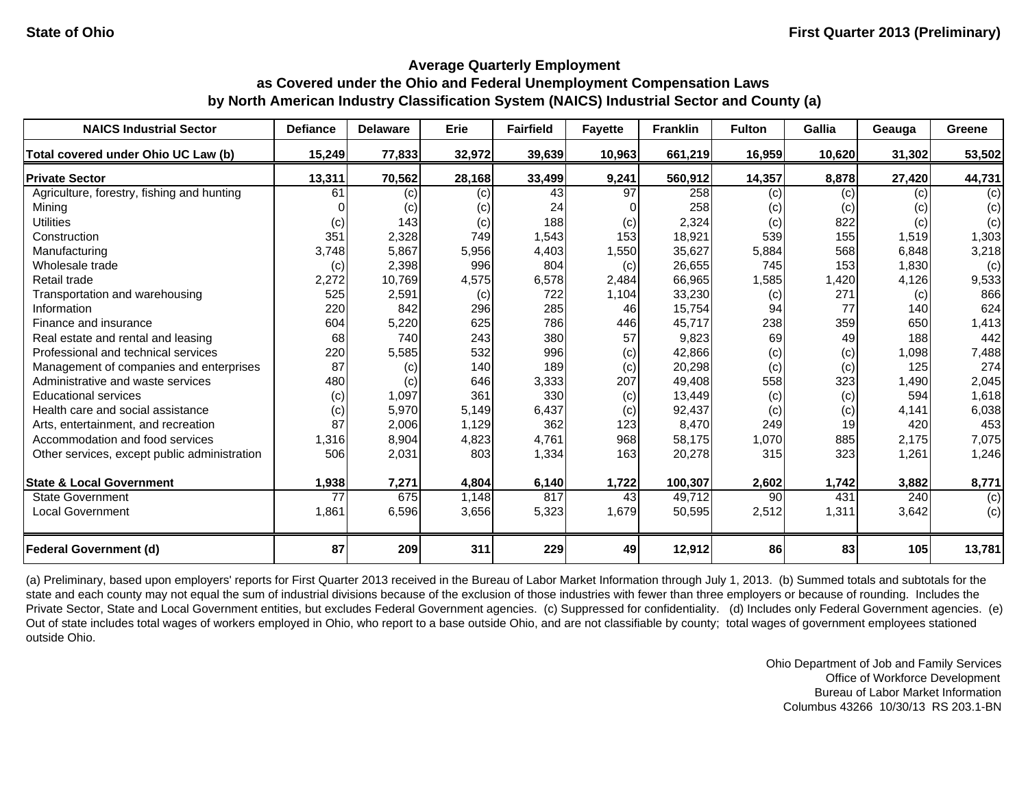State of Ohio

First Quarter 2013 (Preliminary)

## Average Quarterly Employment
## as Covered under the Ohio and Federal Unemployment Compensation Laws
## by North American Industry Classification System (NAICS) Industrial Sector and County (a)

| NAICS Industrial Sector | Defiance | Delaware | Erie | Fairfield | Fayette | Franklin | Fulton | Gallia | Geauga | Greene |
|---|---|---|---|---|---|---|---|---|---|---|
| **Total covered under Ohio UC Law (b)** | **15,249** | **77,833** | **32,972** | **39,639** | **10,963** | **661,219** | **16,959** | **10,620** | **31,302** | **53,502** |
| **Private Sector** | **13,311** | **70,562** | **28,168** | **33,499** | **9,241** | **560,912** | **14,357** | **8,878** | **27,420** | **44,731** |
| Agriculture, forestry, fishing and hunting | 61 | (c) | (c) | 43 | 97 | 258 | (c) | (c) | (c) | (c) |
| Mining | 0 | (c) | (c) | 24 | 0 | 258 | (c) | (c) | (c) | (c) |
| Utilities | (c) | 143 | (c) | 188 | (c) | 2,324 | (c) | 822 | (c) | (c) |
| Construction | 351 | 2,328 | 749 | 1,543 | 153 | 18,921 | 539 | 155 | 1,519 | 1,303 |
| Manufacturing | 3,748 | 5,867 | 5,956 | 4,403 | 1,550 | 35,627 | 5,884 | 568 | 6,848 | 3,218 |
| Wholesale trade | (c) | 2,398 | 996 | 804 | (c) | 26,655 | 745 | 153 | 1,830 | (c) |
| Retail trade | 2,272 | 10,769 | 4,575 | 6,578 | 2,484 | 66,965 | 1,585 | 1,420 | 4,126 | 9,533 |
| Transportation and warehousing | 525 | 2,591 | (c) | 722 | 1,104 | 33,230 | (c) | 271 | (c) | 866 |
| Information | 220 | 842 | 296 | 285 | 46 | 15,754 | 94 | 77 | 140 | 624 |
| Finance and insurance | 604 | 5,220 | 625 | 786 | 446 | 45,717 | 238 | 359 | 650 | 1,413 |
| Real estate and rental and leasing | 68 | 740 | 243 | 380 | 57 | 9,823 | 69 | 49 | 188 | 442 |
| Professional and technical services | 220 | 5,585 | 532 | 996 | (c) | 42,866 | (c) | (c) | 1,098 | 7,488 |
| Management of companies and enterprises | 87 | (c) | 140 | 189 | (c) | 20,298 | (c) | (c) | 125 | 274 |
| Administrative and waste services | 480 | (c) | 646 | 3,333 | 207 | 49,408 | 558 | 323 | 1,490 | 2,045 |
| Educational services | (c) | 1,097 | 361 | 330 | (c) | 13,449 | (c) | (c) | 594 | 1,618 |
| Health care and social assistance | (c) | 5,970 | 5,149 | 6,437 | (c) | 92,437 | (c) | (c) | 4,141 | 6,038 |
| Arts, entertainment, and recreation | 87 | 2,006 | 1,129 | 362 | 123 | 8,470 | 249 | 19 | 420 | 453 |
| Accommodation and food services | 1,316 | 8,904 | 4,823 | 4,761 | 968 | 58,175 | 1,070 | 885 | 2,175 | 7,075 |
| Other services, except public administration | 506 | 2,031 | 803 | 1,334 | 163 | 20,278 | 315 | 323 | 1,261 | 1,246 |
| **State & Local Government** | **1,938** | **7,271** | **4,804** | **6,140** | **1,722** | **100,307** | **2,602** | **1,742** | **3,882** | **8,771** |
| State Government | 77 | 675 | 1,148 | 817 | 43 | 49,712 | 90 | 431 | 240 | (c) |
| Local Government | 1,861 | 6,596 | 3,656 | 5,323 | 1,679 | 50,595 | 2,512 | 1,311 | 3,642 | (c) |
| **Federal Government (d)** | **87** | **209** | **311** | **229** | **49** | **12,912** | **86** | **83** | **105** | **13,781** |

(a) Preliminary, based upon employers' reports for First Quarter 2013 received in the Bureau of Labor Market Information through July 1, 2013. (b) Summed totals and subtotals for the state and each county may not equal the sum of industrial divisions because of the exclusion of those industries with fewer than three employers or because of rounding. Includes the Private Sector, State and Local Government entities, but excludes Federal Government agencies. (c) Suppressed for confidentiality. (d) Includes only Federal Government agencies. (e) Out of state includes total wages of workers employed in Ohio, who report to a base outside Ohio, and are not classifiable by county; total wages of government employees stationed outside Ohio.

Ohio Department of Job and Family Services
Office of Workforce Development
Bureau of Labor Market Information
Columbus 43266 10/30/13 RS 203.1-BN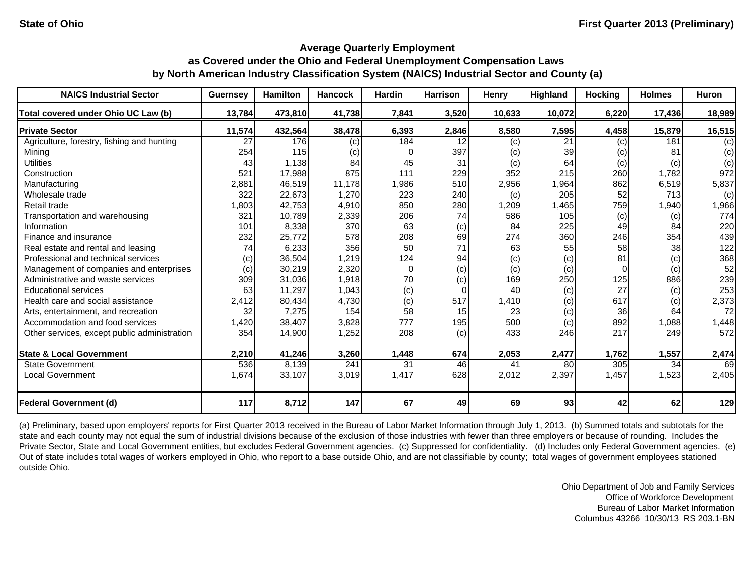**State of Ohio** **First Quarter 2013 (Preliminary)**

## Average Quarterly Employment
## as Covered under the Ohio and Federal Unemployment Compensation Laws
## by North American Industry Classification System (NAICS) Industrial Sector and County (a)

| NAICS Industrial Sector | Guernsey | Hamilton | Hancock | Hardin | Harrison | Henry | Highland | Hocking | Holmes | Huron |
|---|---|---|---|---|---|---|---|---|---|---|
| **Total covered under Ohio UC Law (b)** | **13,784** | **473,810** | **41,738** | **7,841** | **3,520** | **10,633** | **10,072** | **6,220** | **17,436** | **18,989** |
| **Private Sector** | **11,574** | **432,564** | **38,478** | **6,393** | **2,846** | **8,580** | **7,595** | **4,458** | **15,879** | **16,515** |
| Agriculture, forestry, fishing and hunting | 27 | 176 | (c) | 184 | 12 | (c) | 21 | (c) | 181 | (c) |
| Mining | 254 | 115 | (c) | 0 | 397 | (c) | 39 | (c) | 81 | (c) |
| Utilities | 43 | 1,138 | 84 | 45 | 31 | (c) | 64 | (c) | (c) | (c) |
| Construction | 521 | 17,988 | 875 | 111 | 229 | 352 | 215 | 260 | 1,782 | 972 |
| Manufacturing | 2,881 | 46,519 | 11,178 | 1,986 | 510 | 2,956 | 1,964 | 862 | 6,519 | 5,837 |
| Wholesale trade | 322 | 22,673 | 1,270 | 223 | 240 | (c) | 205 | 52 | 713 | (c) |
| Retail trade | 1,803 | 42,753 | 4,910 | 850 | 280 | 1,209 | 1,465 | 759 | 1,940 | 1,966 |
| Transportation and warehousing | 321 | 10,789 | 2,339 | 206 | 74 | 586 | 105 | (c) | (c) | 774 |
| Information | 101 | 8,338 | 370 | 63 | (c) | 84 | 225 | 49 | 84 | 220 |
| Finance and insurance | 232 | 25,772 | 578 | 208 | 69 | 274 | 360 | 246 | 354 | 439 |
| Real estate and rental and leasing | 74 | 6,233 | 356 | 50 | 71 | 63 | 55 | 58 | 38 | 122 |
| Professional and technical services | (c) | 36,504 | 1,219 | 124 | 94 | (c) | (c) | 81 | (c) | 368 |
| Management of companies and enterprises | (c) | 30,219 | 2,320 | 0 | (c) | (c) | (c) | 0 | (c) | 52 |
| Administrative and waste services | 309 | 31,036 | 1,918 | 70 | (c) | 169 | 250 | 125 | 886 | 239 |
| Educational services | 63 | 11,297 | 1,043 | (c) | 0 | 40 | (c) | 27 | (c) | 253 |
| Health care and social assistance | 2,412 | 80,434 | 4,730 | (c) | 517 | 1,410 | (c) | 617 | (c) | 2,373 |
| Arts, entertainment, and recreation | 32 | 7,275 | 154 | 58 | 15 | 23 | (c) | 36 | 64 | 72 |
| Accommodation and food services | 1,420 | 38,407 | 3,828 | 777 | 195 | 500 | (c) | 892 | 1,088 | 1,448 |
| Other services, except public administration | 354 | 14,900 | 1,252 | 208 | (c) | 433 | 246 | 217 | 249 | 572 |
| **State & Local Government** | **2,210** | **41,246** | **3,260** | **1,448** | **674** | **2,053** | **2,477** | **1,762** | **1,557** | **2,474** |
| State Government | 536 | 8,139 | 241 | 31 | 46 | 41 | 80 | 305 | 34 | 69 |
| Local Government | 1,674 | 33,107 | 3,019 | 1,417 | 628 | 2,012 | 2,397 | 1,457 | 1,523 | 2,405 |
| **Federal Government (d)** | **117** | **8,712** | **147** | **67** | **49** | **69** | **93** | **42** | **62** | **129** |

(a) Preliminary, based upon employers' reports for First Quarter 2013 received in the Bureau of Labor Market Information through July 1, 2013. (b) Summed totals and subtotals for the state and each county may not equal the sum of industrial divisions because of the exclusion of those industries with fewer than three employers or because of rounding. Includes the Private Sector, State and Local Government entities, but excludes Federal Government agencies. (c) Suppressed for confidentiality. (d) Includes only Federal Government agencies. (e) Out of state includes total wages of workers employed in Ohio, who report to a base outside Ohio, and are not classifiable by county; total wages of government employees stationed outside Ohio.

Ohio Department of Job and Family Services
Office of Workforce Development
Bureau of Labor Market Information
Columbus 43266 10/30/13 RS 203.1-BN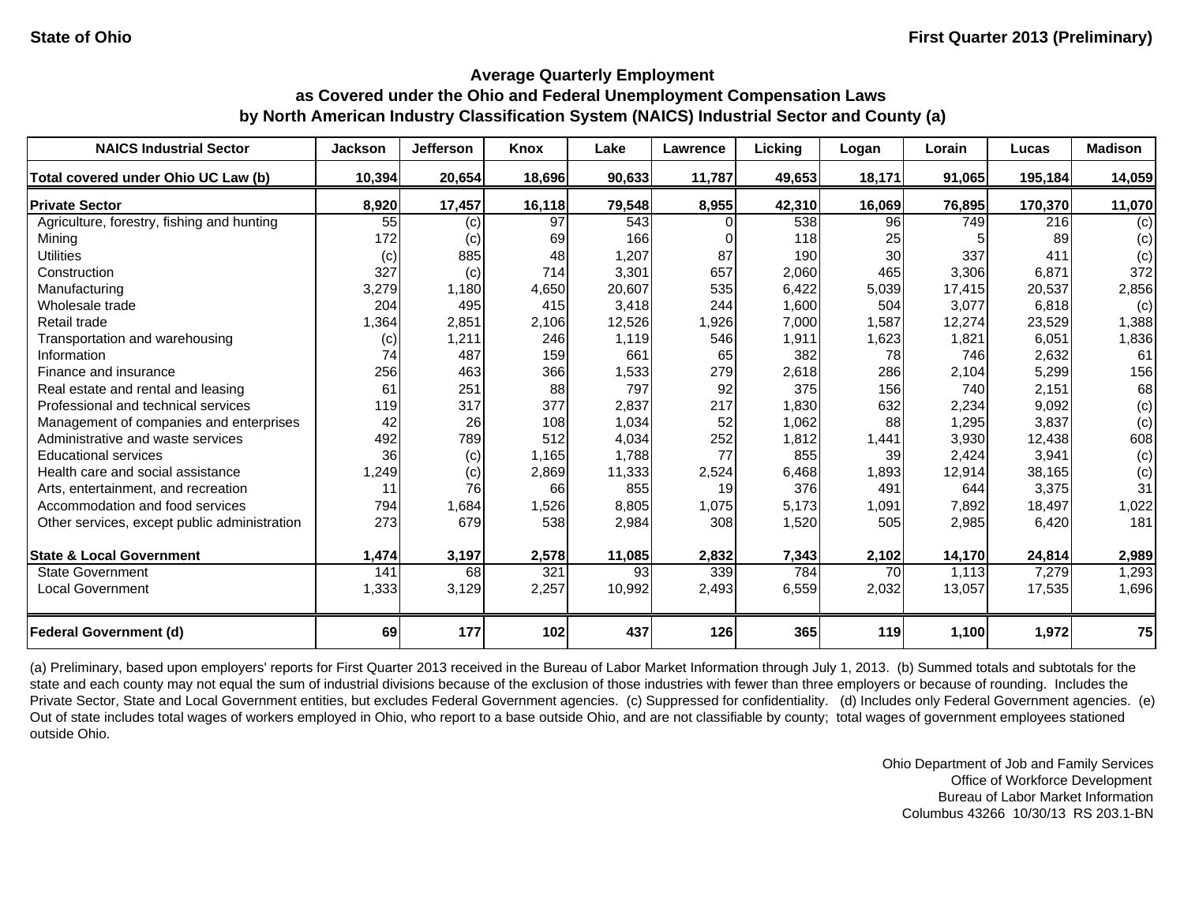State of Ohio

First Quarter 2013 (Preliminary)

## Average Quarterly Employment as Covered under the Ohio and Federal Unemployment Compensation Laws by North American Industry Classification System (NAICS) Industrial Sector and County (a)

| NAICS Industrial Sector | Jackson | Jefferson | Knox | Lake | Lawrence | Licking | Logan | Lorain | Lucas | Madison |
|---|---|---|---|---|---|---|---|---|---|---|
| **Total covered under Ohio UC Law (b)** | **10,394** | **20,654** | **18,696** | **90,633** | **11,787** | **49,653** | **18,171** | **91,065** | **195,184** | **14,059** |
| **Private Sector** | **8,920** | **17,457** | **16,118** | **79,548** | **8,955** | **42,310** | **16,069** | **76,895** | **170,370** | **11,070** |
| Agriculture, forestry, fishing and hunting | 55 | (c) | 97 | 543 | 0 | 538 | 96 | 749 | 216 | (c) |
| Mining | 172 | (c) | 69 | 166 | 0 | 118 | 25 | 5 | 89 | (c) |
| Utilities | (c) | 885 | 48 | 1,207 | 87 | 190 | 30 | 337 | 411 | (c) |
| Construction | 327 | (c) | 714 | 3,301 | 657 | 2,060 | 465 | 3,306 | 6,871 | 372 |
| Manufacturing | 3,279 | 1,180 | 4,650 | 20,607 | 535 | 6,422 | 5,039 | 17,415 | 20,537 | 2,856 |
| Wholesale trade | 204 | 495 | 415 | 3,418 | 244 | 1,600 | 504 | 3,077 | 6,818 | (c) |
| Retail trade | 1,364 | 2,851 | 2,106 | 12,526 | 1,926 | 7,000 | 1,587 | 12,274 | 23,529 | 1,388 |
| Transportation and warehousing | (c) | 1,211 | 246 | 1,119 | 546 | 1,911 | 1,623 | 1,821 | 6,051 | 1,836 |
| Information | 74 | 487 | 159 | 661 | 65 | 382 | 78 | 746 | 2,632 | 61 |
| Finance and insurance | 256 | 463 | 366 | 1,533 | 279 | 2,618 | 286 | 2,104 | 5,299 | 156 |
| Real estate and rental and leasing | 61 | 251 | 88 | 797 | 92 | 375 | 156 | 740 | 2,151 | 68 |
| Professional and technical services | 119 | 317 | 377 | 2,837 | 217 | 1,830 | 632 | 2,234 | 9,092 | (c) |
| Management of companies and enterprises | 42 | 26 | 108 | 1,034 | 52 | 1,062 | 88 | 1,295 | 3,837 | (c) |
| Administrative and waste services | 492 | 789 | 512 | 4,034 | 252 | 1,812 | 1,441 | 3,930 | 12,438 | 608 |
| Educational services | 36 | (c) | 1,165 | 1,788 | 77 | 855 | 39 | 2,424 | 3,941 | (c) |
| Health care and social assistance | 1,249 | (c) | 2,869 | 11,333 | 2,524 | 6,468 | 1,893 | 12,914 | 38,165 | (c) |
| Arts, entertainment, and recreation | 11 | 76 | 66 | 855 | 19 | 376 | 491 | 644 | 3,375 | 31 |
| Accommodation and food services | 794 | 1,684 | 1,526 | 8,805 | 1,075 | 5,173 | 1,091 | 7,892 | 18,497 | 1,022 |
| Other services, except public administration | 273 | 679 | 538 | 2,984 | 308 | 1,520 | 505 | 2,985 | 6,420 | 181 |
| **State & Local Government** | **1,474** | **3,197** | **2,578** | **11,085** | **2,832** | **7,343** | **2,102** | **14,170** | **24,814** | **2,989** |
| State Government | 141 | 68 | 321 | 93 | 339 | 784 | 70 | 1,113 | 7,279 | 1,293 |
| Local Government | 1,333 | 3,129 | 2,257 | 10,992 | 2,493 | 6,559 | 2,032 | 13,057 | 17,535 | 1,696 |
| **Federal Government (d)** | **69** | **177** | **102** | **437** | **126** | **365** | **119** | **1,100** | **1,972** | **75** |

(a) Preliminary, based upon employers' reports for First Quarter 2013 received in the Bureau of Labor Market Information through July 1, 2013. (b) Summed totals and subtotals for the state and each county may not equal the sum of industrial divisions because of the exclusion of those industries with fewer than three employers or because of rounding. Includes the Private Sector, State and Local Government entities, but excludes Federal Government agencies. (c) Suppressed for confidentiality. (d) Includes only Federal Government agencies. (e) Out of state includes total wages of workers employed in Ohio, who report to a base outside Ohio, and are not classifiable by county; total wages of government employees stationed outside Ohio.

Ohio Department of Job and Family Services
Office of Workforce Development
Bureau of Labor Market Information
Columbus 43266 10/30/13 RS 203.1-BN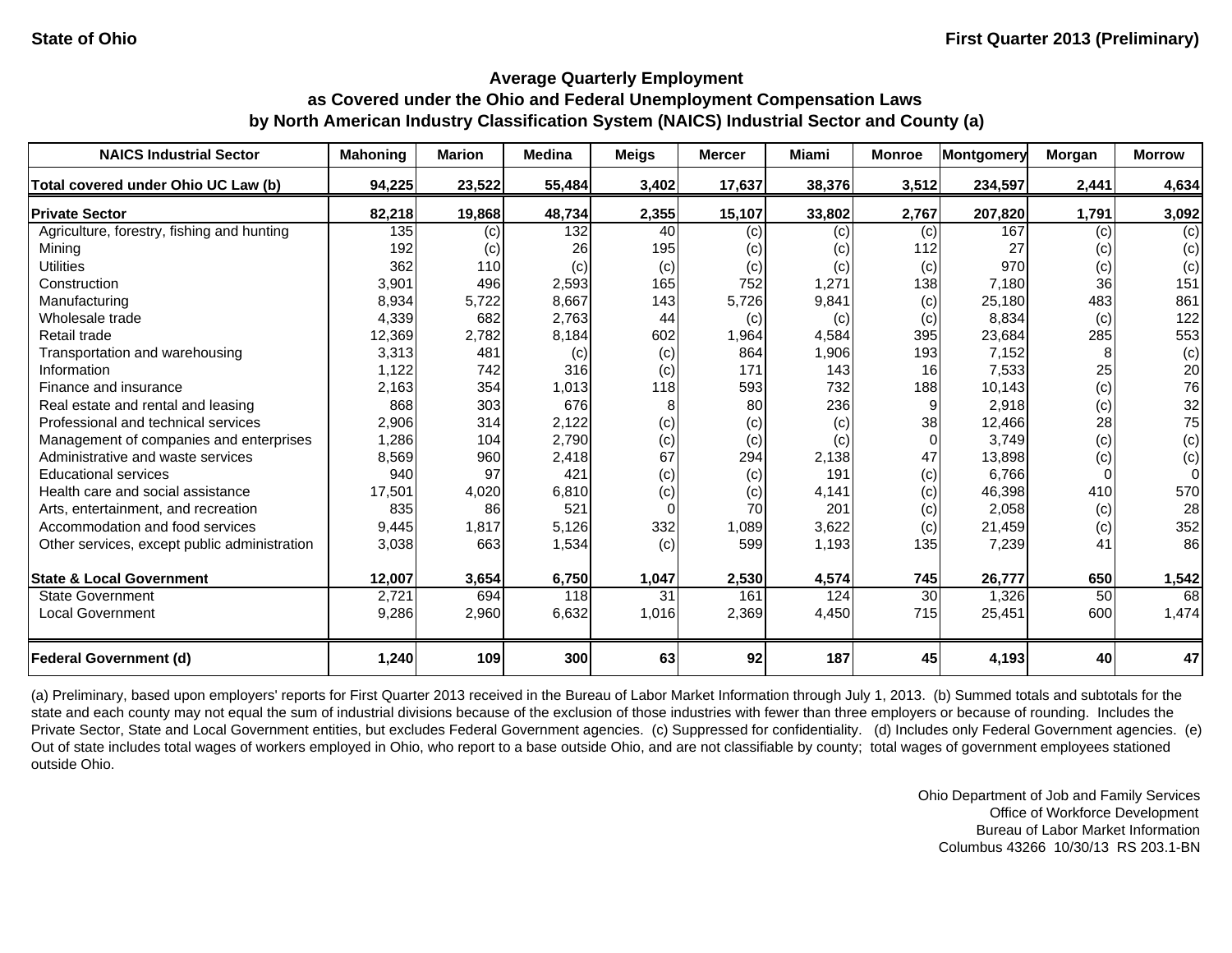State of Ohio — First Quarter 2013 (Preliminary)

## Average Quarterly Employment as Covered under the Ohio and Federal Unemployment Compensation Laws by North American Industry Classification System (NAICS) Industrial Sector and County (a)

| NAICS Industrial Sector | Mahoning | Marion | Medina | Meigs | Mercer | Miami | Monroe | Montgomery | Morgan | Morrow |
|---|---|---|---|---|---|---|---|---|---|---|
| **Total covered under Ohio UC Law (b)** | **94,225** | **23,522** | **55,484** | **3,402** | **17,637** | **38,376** | **3,512** | **234,597** | **2,441** | **4,634** |
| **Private Sector** | **82,218** | **19,868** | **48,734** | **2,355** | **15,107** | **33,802** | **2,767** | **207,820** | **1,791** | **3,092** |
| Agriculture, forestry, fishing and hunting | 135 | (c) | 132 | 40 | (c) | (c) | (c) | 167 | (c) | (c) |
| Mining | 192 | (c) | 26 | 195 | (c) | (c) | 112 | 27 | (c) | (c) |
| Utilities | 362 | 110 | (c) | (c) | (c) | (c) | (c) | 970 | (c) | (c) |
| Construction | 3,901 | 496 | 2,593 | 165 | 752 | 1,271 | 138 | 7,180 | 36 | 151 |
| Manufacturing | 8,934 | 5,722 | 8,667 | 143 | 5,726 | 9,841 | (c) | 25,180 | 483 | 861 |
| Wholesale trade | 4,339 | 682 | 2,763 | 44 | (c) | (c) | (c) | 8,834 | (c) | 122 |
| Retail trade | 12,369 | 2,782 | 8,184 | 602 | 1,964 | 4,584 | 395 | 23,684 | 285 | 553 |
| Transportation and warehousing | 3,313 | 481 | (c) | (c) | 864 | 1,906 | 193 | 7,152 | 8 | (c) |
| Information | 1,122 | 742 | 316 | (c) | 171 | 143 | 16 | 7,533 | 25 | 20 |
| Finance and insurance | 2,163 | 354 | 1,013 | 118 | 593 | 732 | 188 | 10,143 | (c) | 76 |
| Real estate and rental and leasing | 868 | 303 | 676 | 8 | 80 | 236 | 9 | 2,918 | (c) | 32 |
| Professional and technical services | 2,906 | 314 | 2,122 | (c) | (c) | (c) | 38 | 12,466 | 28 | 75 |
| Management of companies and enterprises | 1,286 | 104 | 2,790 | (c) | (c) | (c) | 0 | 3,749 | (c) | (c) |
| Administrative and waste services | 8,569 | 960 | 2,418 | 67 | 294 | 2,138 | 47 | 13,898 | (c) | (c) |
| Educational services | 940 | 97 | 421 | (c) | (c) | 191 | (c) | 6,766 | 0 | 0 |
| Health care and social assistance | 17,501 | 4,020 | 6,810 | (c) | (c) | 4,141 | (c) | 46,398 | 410 | 570 |
| Arts, entertainment, and recreation | 835 | 86 | 521 | 0 | 70 | 201 | (c) | 2,058 | (c) | 28 |
| Accommodation and food services | 9,445 | 1,817 | 5,126 | 332 | 1,089 | 3,622 | (c) | 21,459 | (c) | 352 |
| Other services, except public administration | 3,038 | 663 | 1,534 | (c) | 599 | 1,193 | 135 | 7,239 | 41 | 86 |
| **State & Local Government** | **12,007** | **3,654** | **6,750** | **1,047** | **2,530** | **4,574** | **745** | **26,777** | **650** | **1,542** |
| State Government | 2,721 | 694 | 118 | 31 | 161 | 124 | 30 | 1,326 | 50 | 68 |
| Local Government | 9,286 | 2,960 | 6,632 | 1,016 | 2,369 | 4,450 | 715 | 25,451 | 600 | 1,474 |
| **Federal Government (d)** | **1,240** | **109** | **300** | **63** | **92** | **187** | **45** | **4,193** | **40** | **47** |

(a) Preliminary, based upon employers' reports for First Quarter 2013 received in the Bureau of Labor Market Information through July 1, 2013. (b) Summed totals and subtotals for the state and each county may not equal the sum of industrial divisions because of the exclusion of those industries with fewer than three employers or because of rounding. Includes the Private Sector, State and Local Government entities, but excludes Federal Government agencies. (c) Suppressed for confidentiality. (d) Includes only Federal Government agencies. (e) Out of state includes total wages of workers employed in Ohio, who report to a base outside Ohio, and are not classifiable by county; total wages of government employees stationed outside Ohio.

Ohio Department of Job and Family Services
Office of Workforce Development
Bureau of Labor Market Information
Columbus 43266 10/30/13 RS 203.1-BN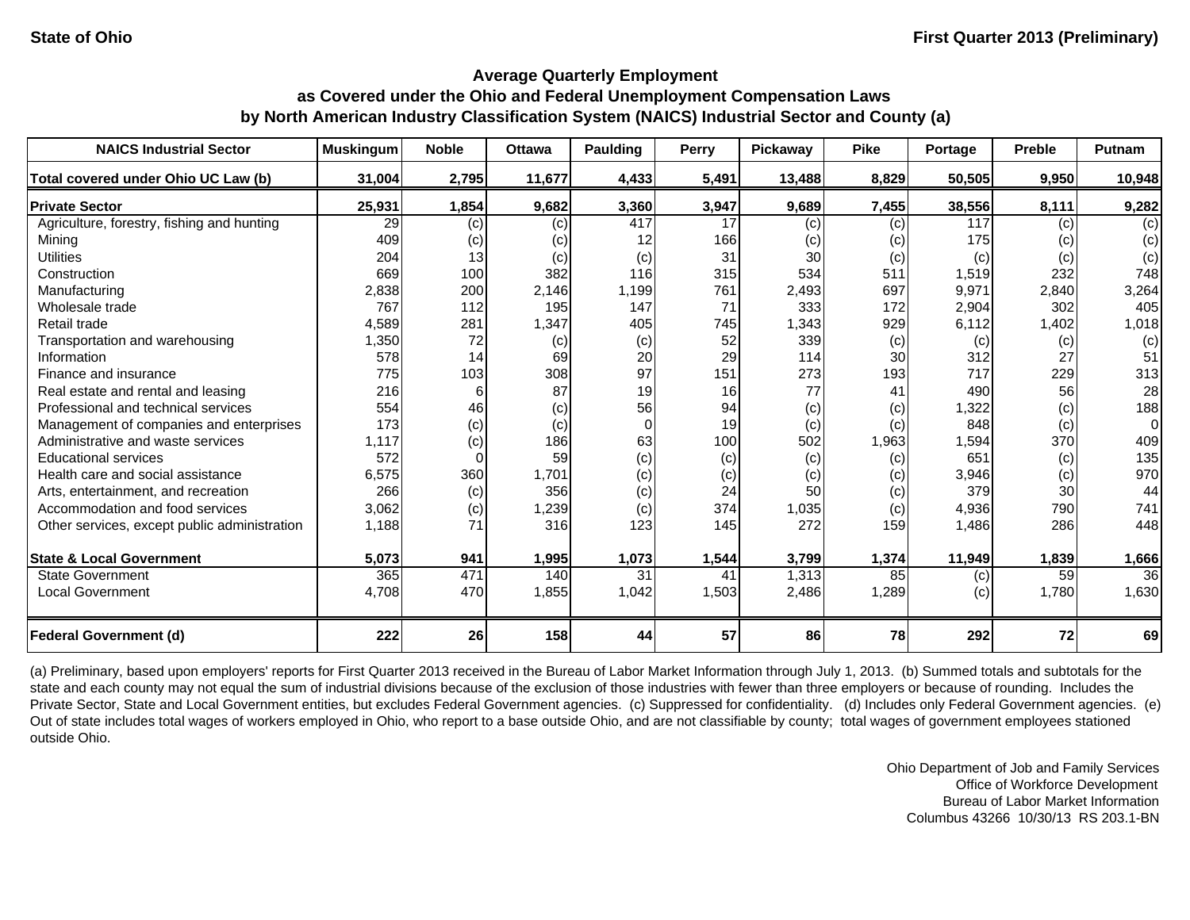State of Ohio

First Quarter 2013 (Preliminary)

## Average Quarterly Employment as Covered under the Ohio and Federal Unemployment Compensation Laws by North American Industry Classification System (NAICS) Industrial Sector and County (a)

| NAICS Industrial Sector | Muskingum | Noble | Ottawa | Paulding | Perry | Pickaway | Pike | Portage | Preble | Putnam |
|---|---|---|---|---|---|---|---|---|---|---|
| **Total covered under Ohio UC Law (b)** | **31,004** | **2,795** | **11,677** | **4,433** | **5,491** | **13,488** | **8,829** | **50,505** | **9,950** | **10,948** |
| **Private Sector** | **25,931** | **1,854** | **9,682** | **3,360** | **3,947** | **9,689** | **7,455** | **38,556** | **8,111** | **9,282** |
| Agriculture, forestry, fishing and hunting | 29 | (c) | (c) | 417 | 17 | (c) | (c) | 117 | (c) | (c) |
| Mining | 409 | (c) | (c) | 12 | 166 | (c) | (c) | 175 | (c) | (c) |
| Utilities | 204 | 13 | (c) | (c) | 31 | 30 | (c) | (c) | (c) | (c) |
| Construction | 669 | 100 | 382 | 116 | 315 | 534 | 511 | 1,519 | 232 | 748 |
| Manufacturing | 2,838 | 200 | 2,146 | 1,199 | 761 | 2,493 | 697 | 9,971 | 2,840 | 3,264 |
| Wholesale trade | 767 | 112 | 195 | 147 | 71 | 333 | 172 | 2,904 | 302 | 405 |
| Retail trade | 4,589 | 281 | 1,347 | 405 | 745 | 1,343 | 929 | 6,112 | 1,402 | 1,018 |
| Transportation and warehousing | 1,350 | 72 | (c) | (c) | 52 | 339 | (c) | (c) | (c) | (c) |
| Information | 578 | 14 | 69 | 20 | 29 | 114 | 30 | 312 | 27 | 51 |
| Finance and insurance | 775 | 103 | 308 | 97 | 151 | 273 | 193 | 717 | 229 | 313 |
| Real estate and rental and leasing | 216 | 6 | 87 | 19 | 16 | 77 | 41 | 490 | 56 | 28 |
| Professional and technical services | 554 | 46 | (c) | 56 | 94 | (c) | (c) | 1,322 | (c) | 188 |
| Management of companies and enterprises | 173 | (c) | (c) | 0 | 19 | (c) | (c) | 848 | (c) | 0 |
| Administrative and waste services | 1,117 | (c) | 186 | 63 | 100 | 502 | 1,963 | 1,594 | 370 | 409 |
| Educational services | 572 | 0 | 59 | (c) | (c) | (c) | (c) | 651 | (c) | 135 |
| Health care and social assistance | 6,575 | 360 | 1,701 | (c) | (c) | (c) | (c) | 3,946 | (c) | 970 |
| Arts, entertainment, and recreation | 266 | (c) | 356 | (c) | 24 | 50 | (c) | 379 | 30 | 44 |
| Accommodation and food services | 3,062 | (c) | 1,239 | (c) | 374 | 1,035 | (c) | 4,936 | 790 | 741 |
| Other services, except public administration | 1,188 | 71 | 316 | 123 | 145 | 272 | 159 | 1,486 | 286 | 448 |
| **State & Local Government** | **5,073** | **941** | **1,995** | **1,073** | **1,544** | **3,799** | **1,374** | **11,949** | **1,839** | **1,666** |
| State Government | 365 | 471 | 140 | 31 | 41 | 1,313 | 85 | (c) | 59 | 36 |
| Local Government | 4,708 | 470 | 1,855 | 1,042 | 1,503 | 2,486 | 1,289 | (c) | 1,780 | 1,630 |
| **Federal Government (d)** | **222** | **26** | **158** | **44** | **57** | **86** | **78** | **292** | **72** | **69** |

(a) Preliminary, based upon employers' reports for First Quarter 2013 received in the Bureau of Labor Market Information through July 1, 2013. (b) Summed totals and subtotals for the state and each county may not equal the sum of industrial divisions because of the exclusion of those industries with fewer than three employers or because of rounding. Includes the Private Sector, State and Local Government entities, but excludes Federal Government agencies. (c) Suppressed for confidentiality. (d) Includes only Federal Government agencies. (e) Out of state includes total wages of workers employed in Ohio, who report to a base outside Ohio, and are not classifiable by county; total wages of government employees stationed outside Ohio.

Ohio Department of Job and Family Services
Office of Workforce Development
Bureau of Labor Market Information
Columbus 43266 10/30/13 RS 203.1-BN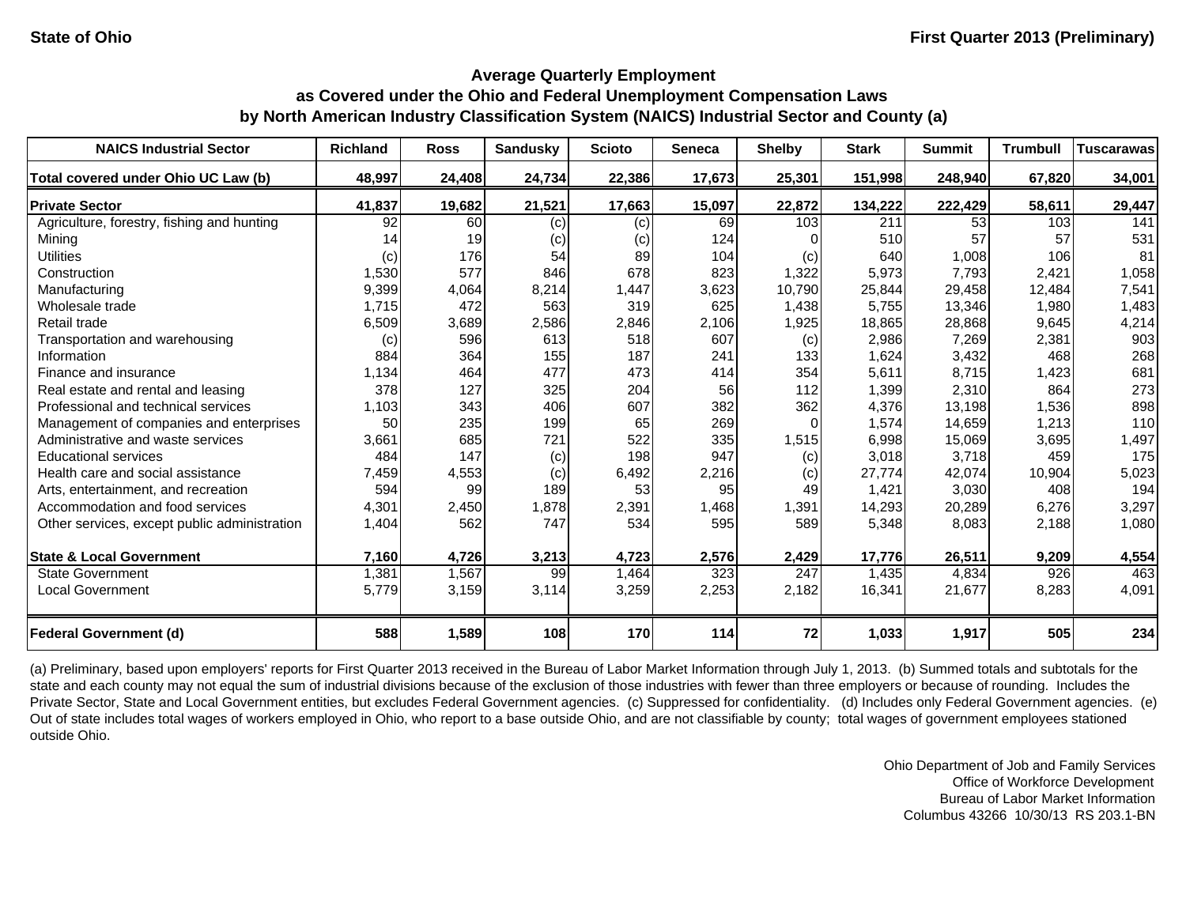State of Ohio

First Quarter 2013 (Preliminary)

## Average Quarterly Employment
## as Covered under the Ohio and Federal Unemployment Compensation Laws
## by North American Industry Classification System (NAICS) Industrial Sector and County (a)

| NAICS Industrial Sector | Richland | Ross | Sandusky | Scioto | Seneca | Shelby | Stark | Summit | Trumbull | Tuscarawas |
|---|---|---|---|---|---|---|---|---|---|---|
| **Total covered under Ohio UC Law (b)** | **48,997** | **24,408** | **24,734** | **22,386** | **17,673** | **25,301** | **151,998** | **248,940** | **67,820** | **34,001** |
| **Private Sector** | **41,837** | **19,682** | **21,521** | **17,663** | **15,097** | **22,872** | **134,222** | **222,429** | **58,611** | **29,447** |
| Agriculture, forestry, fishing and hunting | 92 | 60 | (c) | (c) | 69 | 103 | 211 | 53 | 103 | 141 |
| Mining | 14 | 19 | (c) | (c) | 124 | 0 | 510 | 57 | 57 | 531 |
| Utilities | (c) | 176 | 54 | 89 | 104 | (c) | 640 | 1,008 | 106 | 81 |
| Construction | 1,530 | 577 | 846 | 678 | 823 | 1,322 | 5,973 | 7,793 | 2,421 | 1,058 |
| Manufacturing | 9,399 | 4,064 | 8,214 | 1,447 | 3,623 | 10,790 | 25,844 | 29,458 | 12,484 | 7,541 |
| Wholesale trade | 1,715 | 472 | 563 | 319 | 625 | 1,438 | 5,755 | 13,346 | 1,980 | 1,483 |
| Retail trade | 6,509 | 3,689 | 2,586 | 2,846 | 2,106 | 1,925 | 18,865 | 28,868 | 9,645 | 4,214 |
| Transportation and warehousing | (c) | 596 | 613 | 518 | 607 | (c) | 2,986 | 7,269 | 2,381 | 903 |
| Information | 884 | 364 | 155 | 187 | 241 | 133 | 1,624 | 3,432 | 468 | 268 |
| Finance and insurance | 1,134 | 464 | 477 | 473 | 414 | 354 | 5,611 | 8,715 | 1,423 | 681 |
| Real estate and rental and leasing | 378 | 127 | 325 | 204 | 56 | 112 | 1,399 | 2,310 | 864 | 273 |
| Professional and technical services | 1,103 | 343 | 406 | 607 | 382 | 362 | 4,376 | 13,198 | 1,536 | 898 |
| Management of companies and enterprises | 50 | 235 | 199 | 65 | 269 | 0 | 1,574 | 14,659 | 1,213 | 110 |
| Administrative and waste services | 3,661 | 685 | 721 | 522 | 335 | 1,515 | 6,998 | 15,069 | 3,695 | 1,497 |
| Educational services | 484 | 147 | (c) | 198 | 947 | (c) | 3,018 | 3,718 | 459 | 175 |
| Health care and social assistance | 7,459 | 4,553 | (c) | 6,492 | 2,216 | (c) | 27,774 | 42,074 | 10,904 | 5,023 |
| Arts, entertainment, and recreation | 594 | 99 | 189 | 53 | 95 | 49 | 1,421 | 3,030 | 408 | 194 |
| Accommodation and food services | 4,301 | 2,450 | 1,878 | 2,391 | 1,468 | 1,391 | 14,293 | 20,289 | 6,276 | 3,297 |
| Other services, except public administration | 1,404 | 562 | 747 | 534 | 595 | 589 | 5,348 | 8,083 | 2,188 | 1,080 |
| **State & Local Government** | **7,160** | **4,726** | **3,213** | **4,723** | **2,576** | **2,429** | **17,776** | **26,511** | **9,209** | **4,554** |
| State Government | 1,381 | 1,567 | 99 | 1,464 | 323 | 247 | 1,435 | 4,834 | 926 | 463 |
| Local Government | 5,779 | 3,159 | 3,114 | 3,259 | 2,253 | 2,182 | 16,341 | 21,677 | 8,283 | 4,091 |
| **Federal Government (d)** | **588** | **1,589** | **108** | **170** | **114** | **72** | **1,033** | **1,917** | **505** | **234** |

(a) Preliminary, based upon employers' reports for First Quarter 2013 received in the Bureau of Labor Market Information through July 1, 2013. (b) Summed totals and subtotals for the state and each county may not equal the sum of industrial divisions because of the exclusion of those industries with fewer than three employers or because of rounding. Includes the Private Sector, State and Local Government entities, but excludes Federal Government agencies. (c) Suppressed for confidentiality. (d) Includes only Federal Government agencies. (e) Out of state includes total wages of workers employed in Ohio, who report to a base outside Ohio, and are not classifiable by county; total wages of government employees stationed outside Ohio.

Ohio Department of Job and Family Services
Office of Workforce Development
Bureau of Labor Market Information
Columbus 43266 10/30/13 RS 203.1-BN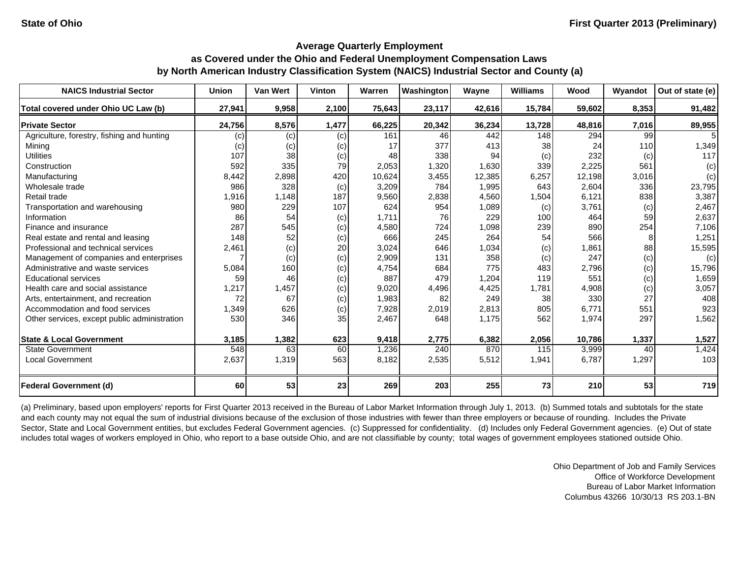State of Ohio

First Quarter 2013 (Preliminary)

## Average Quarterly Employment
## as Covered under the Ohio and Federal Unemployment Compensation Laws
## by North American Industry Classification System (NAICS) Industrial Sector and County (a)

| NAICS Industrial Sector | Union | Van Wert | Vinton | Warren | Washington | Wayne | Williams | Wood | Wyandot | Out of state (e) |
|---|---|---|---|---|---|---|---|---|---|---|
| **Total covered under Ohio UC Law (b)** | **27,941** | **9,958** | **2,100** | **75,643** | **23,117** | **42,616** | **15,784** | **59,602** | **8,353** | **91,482** |
| **Private Sector** | **24,756** | **8,576** | **1,477** | **66,225** | **20,342** | **36,234** | **13,728** | **48,816** | **7,016** | **89,955** |
| Agriculture, forestry, fishing and hunting | (c) | (c) | (c) | 161 | 46 | 442 | 148 | 294 | 99 | 5 |
| Mining | (c) | (c) | (c) | 17 | 377 | 413 | 38 | 24 | 110 | 1,349 |
| Utilities | 107 | 38 | (c) | 48 | 338 | 94 | (c) | 232 | (c) | 117 |
| Construction | 592 | 335 | 79 | 2,053 | 1,320 | 1,630 | 339 | 2,225 | 561 | (c) |
| Manufacturing | 8,442 | 2,898 | 420 | 10,624 | 3,455 | 12,385 | 6,257 | 12,198 | 3,016 | (c) |
| Wholesale trade | 986 | 328 | (c) | 3,209 | 784 | 1,995 | 643 | 2,604 | 336 | 23,795 |
| Retail trade | 1,916 | 1,148 | 187 | 9,560 | 2,838 | 4,560 | 1,504 | 6,121 | 838 | 3,387 |
| Transportation and warehousing | 980 | 229 | 107 | 624 | 954 | 1,089 | (c) | 3,761 | (c) | 2,467 |
| Information | 86 | 54 | (c) | 1,711 | 76 | 229 | 100 | 464 | 59 | 2,637 |
| Finance and insurance | 287 | 545 | (c) | 4,580 | 724 | 1,098 | 239 | 890 | 254 | 7,106 |
| Real estate and rental and leasing | 148 | 52 | (c) | 666 | 245 | 264 | 54 | 566 | 8 | 1,251 |
| Professional and technical services | 2,461 | (c) | 20 | 3,024 | 646 | 1,034 | (c) | 1,861 | 88 | 15,595 |
| Management of companies and enterprises | 7 | (c) | (c) | 2,909 | 131 | 358 | (c) | 247 | (c) | (c) |
| Administrative and waste services | 5,084 | 160 | (c) | 4,754 | 684 | 775 | 483 | 2,796 | (c) | 15,796 |
| Educational services | 59 | 46 | (c) | 887 | 479 | 1,204 | 119 | 551 | (c) | 1,659 |
| Health care and social assistance | 1,217 | 1,457 | (c) | 9,020 | 4,496 | 4,425 | 1,781 | 4,908 | (c) | 3,057 |
| Arts, entertainment, and recreation | 72 | 67 | (c) | 1,983 | 82 | 249 | 38 | 330 | 27 | 408 |
| Accommodation and food services | 1,349 | 626 | (c) | 7,928 | 2,019 | 2,813 | 805 | 6,771 | 551 | 923 |
| Other services, except public administration | 530 | 346 | 35 | 2,467 | 648 | 1,175 | 562 | 1,974 | 297 | 1,562 |
| **State & Local Government** | **3,185** | **1,382** | **623** | **9,418** | **2,775** | **6,382** | **2,056** | **10,786** | **1,337** | **1,527** |
| State Government | 548 | 63 | 60 | 1,236 | 240 | 870 | 115 | 3,999 | 40 | 1,424 |
| Local Government | 2,637 | 1,319 | 563 | 8,182 | 2,535 | 5,512 | 1,941 | 6,787 | 1,297 | 103 |
| **Federal Government (d)** | **60** | **53** | **23** | **269** | **203** | **255** | **73** | **210** | **53** | **719** |

(a) Preliminary, based upon employers' reports for First Quarter 2013 received in the Bureau of Labor Market Information through July 1, 2013. (b) Summed totals and subtotals for the state and each county may not equal the sum of industrial divisions because of the exclusion of those industries with fewer than three employers or because of rounding. Includes the Private Sector, State and Local Government entities, but excludes Federal Government agencies. (c) Suppressed for confidentiality. (d) Includes only Federal Government agencies. (e) Out of state includes total wages of workers employed in Ohio, who report to a base outside Ohio, and are not classifiable by county; total wages of government employees stationed outside Ohio.

Ohio Department of Job and Family Services
Office of Workforce Development
Bureau of Labor Market Information
Columbus 43266 10/30/13 RS 203.1-BN